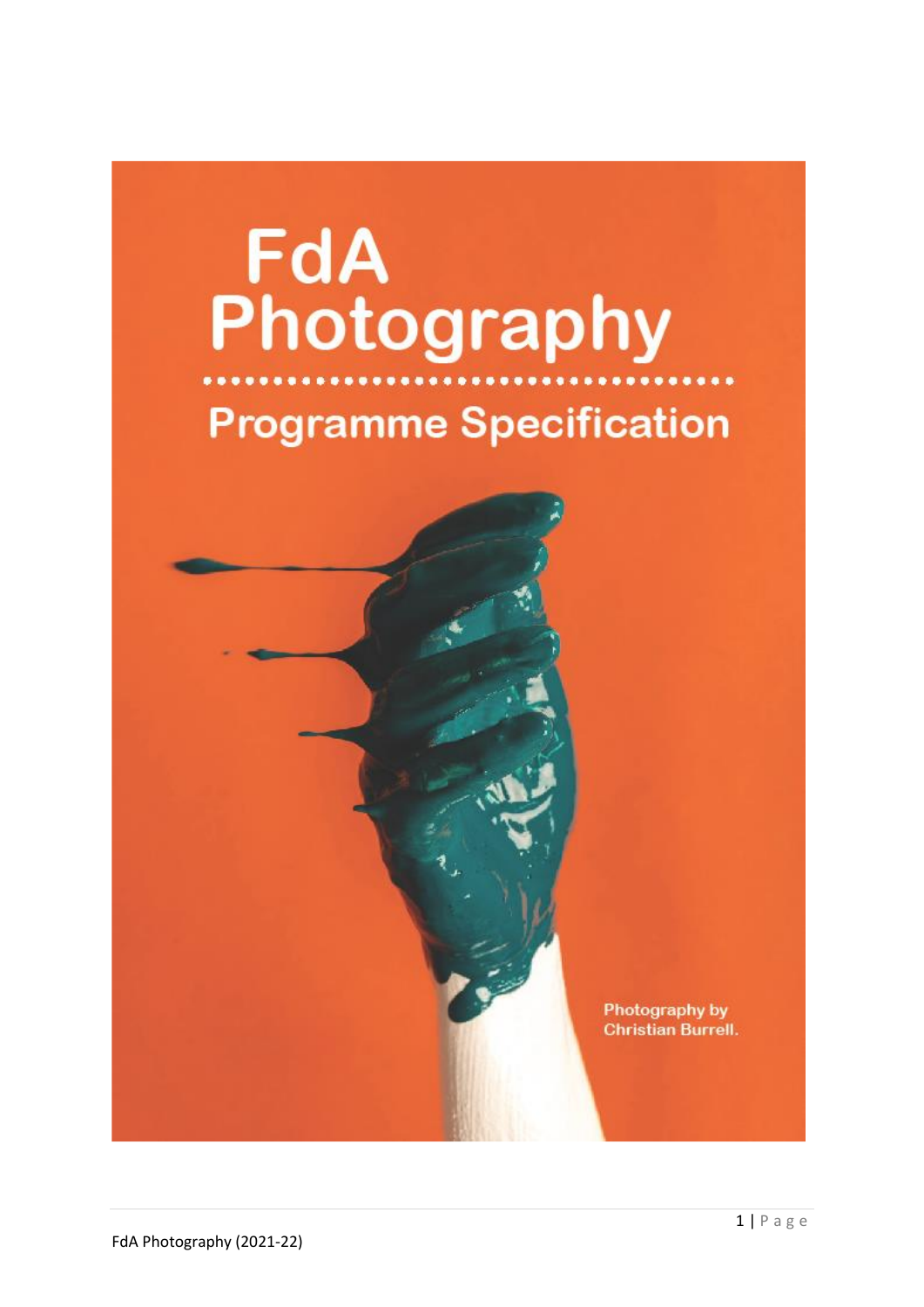# FdA Photography

## Programme Specification

Photography by Christian Burrell.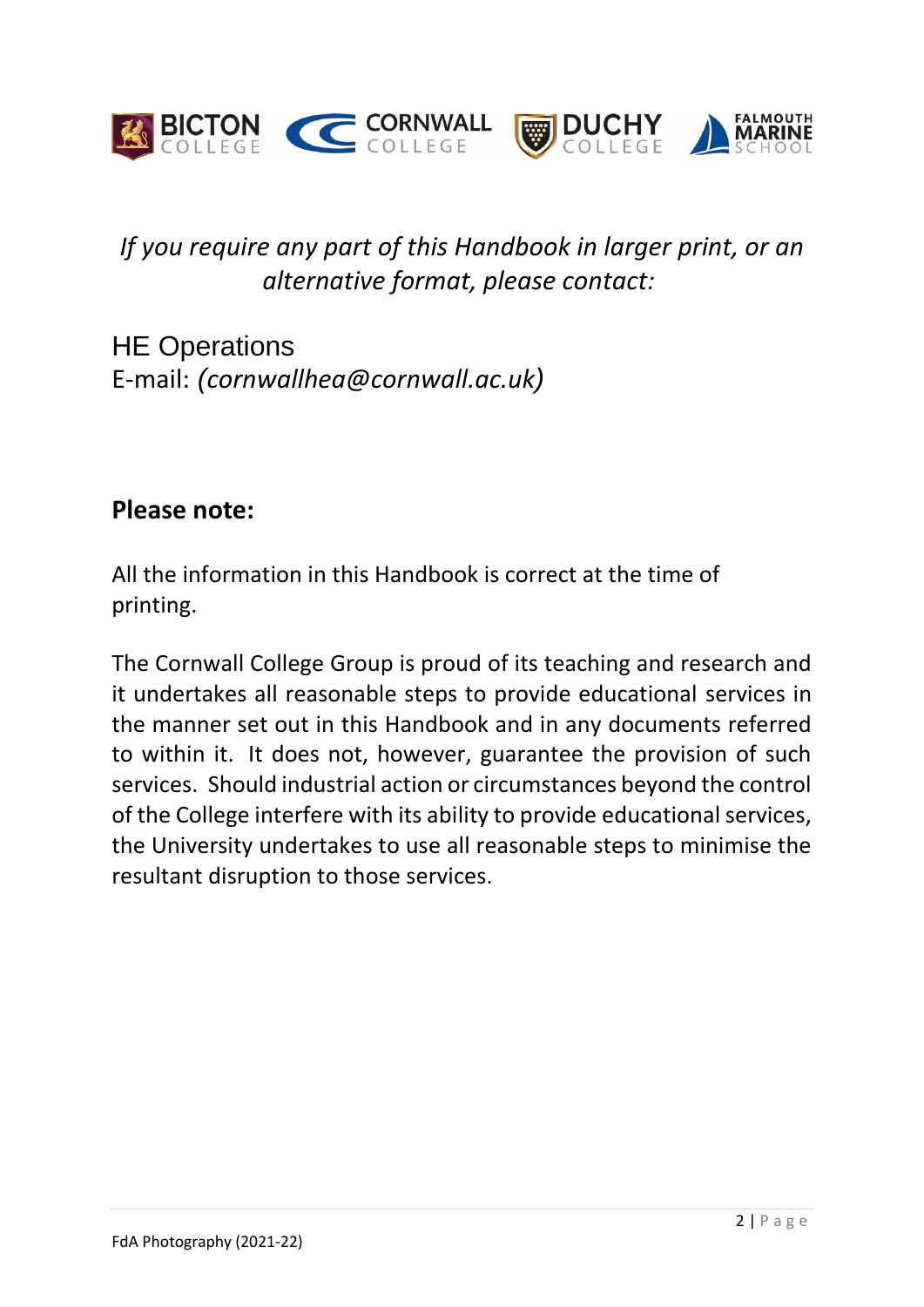*If you require any part of this Handbook in larger print, or an alternative format, please contact:*

HE Operations
E-mail: *(cornwallhea@cornwall.ac.uk)*

**Please note:**

All the information in this Handbook is correct at the time of printing.

The Cornwall College Group is proud of its teaching and research and it undertakes all reasonable steps to provide educational services in the manner set out in this Handbook and in any documents referred to within it. It does not, however, guarantee the provision of such services. Should industrial action or circumstances beyond the control of the College interfere with its ability to provide educational services, the University undertakes to use all reasonable steps to minimise the resultant disruption to those services.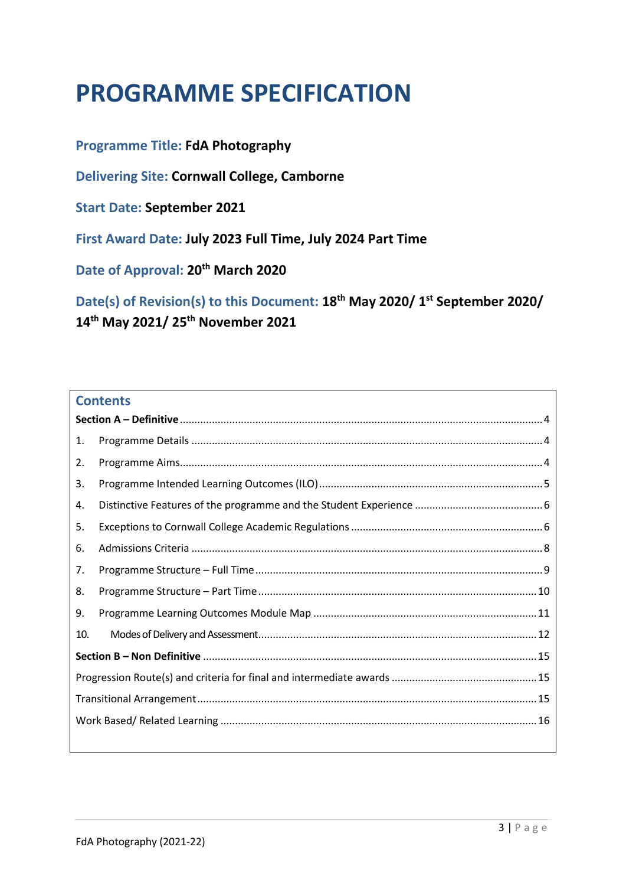# PROGRAMME SPECIFICATION

**Programme Title:** **FdA Photography**

**Delivering Site:** **Cornwall College, Camborne**

**Start Date:** **September 2021**

**First Award Date:** **July 2023 Full Time, July 2024 Part Time**

**Date of Approval:** **20th March 2020**

**Date(s) of Revision(s) to this Document:** **18th May 2020/ 1st September 2020/ 14th May 2021/ 25th November 2021**

## Contents

**Section A – Definitive** ........ 4

1. Programme Details ........ 4
2. Programme Aims ........ 4
3. Programme Intended Learning Outcomes (ILO) ........ 5
4. Distinctive Features of the programme and the Student Experience ........ 6
5. Exceptions to Cornwall College Academic Regulations ........ 6
6. Admissions Criteria ........ 8
7. Programme Structure – Full Time ........ 9
8. Programme Structure – Part Time ........ 10
9. Programme Learning Outcomes Module Map ........ 11
10. Modes of Delivery and Assessment ........ 12

**Section B – Non Definitive** ........ 15

Progression Route(s) and criteria for final and intermediate awards ........ 15

Transitional Arrangement ........ 15

Work Based/ Related Learning ........ 16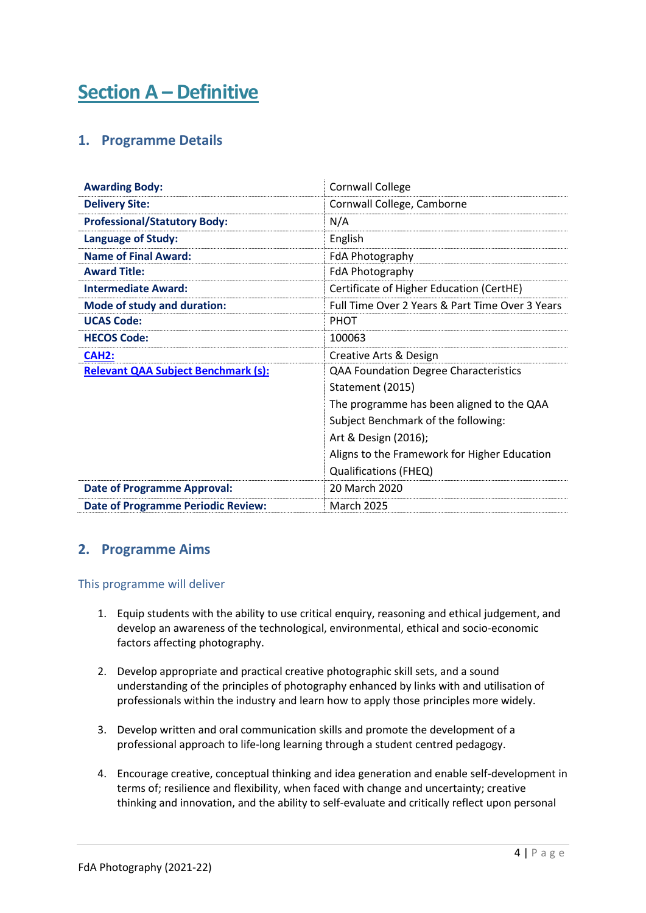# Section A – Definitive

## 1. Programme Details

| | |
|---|---|
| **Awarding Body:** | Cornwall College |
| **Delivery Site:** | Cornwall College, Camborne |
| **Professional/Statutory Body:** | N/A |
| **Language of Study:** | English |
| **Name of Final Award:** | FdA Photography |
| **Award Title:** | FdA Photography |
| **Intermediate Award:** | Certificate of Higher Education (CertHE) |
| **Mode of study and duration:** | Full Time Over 2 Years & Part Time Over 3 Years |
| **UCAS Code:** | PHOT |
| **HECOS Code:** | 100063 |
| **CAH2:** | Creative Arts & Design |
| **Relevant QAA Subject Benchmark (s):** | QAA Foundation Degree Characteristics Statement (2015)<br>The programme has been aligned to the QAA Subject Benchmark of the following:<br>Art & Design (2016);<br>Aligns to the Framework for Higher Education Qualifications (FHEQ) |
| **Date of Programme Approval:** | 20 March 2020 |
| **Date of Programme Periodic Review:** | March 2025 |

## 2. Programme Aims

### This programme will deliver

1. Equip students with the ability to use critical enquiry, reasoning and ethical judgement, and develop an awareness of the technological, environmental, ethical and socio-economic factors affecting photography.

2. Develop appropriate and practical creative photographic skill sets, and a sound understanding of the principles of photography enhanced by links with and utilisation of professionals within the industry and learn how to apply those principles more widely.

3. Develop written and oral communication skills and promote the development of a professional approach to life-long learning through a student centred pedagogy.

4. Encourage creative, conceptual thinking and idea generation and enable self-development in terms of; resilience and flexibility, when faced with change and uncertainty; creative thinking and innovation, and the ability to self-evaluate and critically reflect upon personal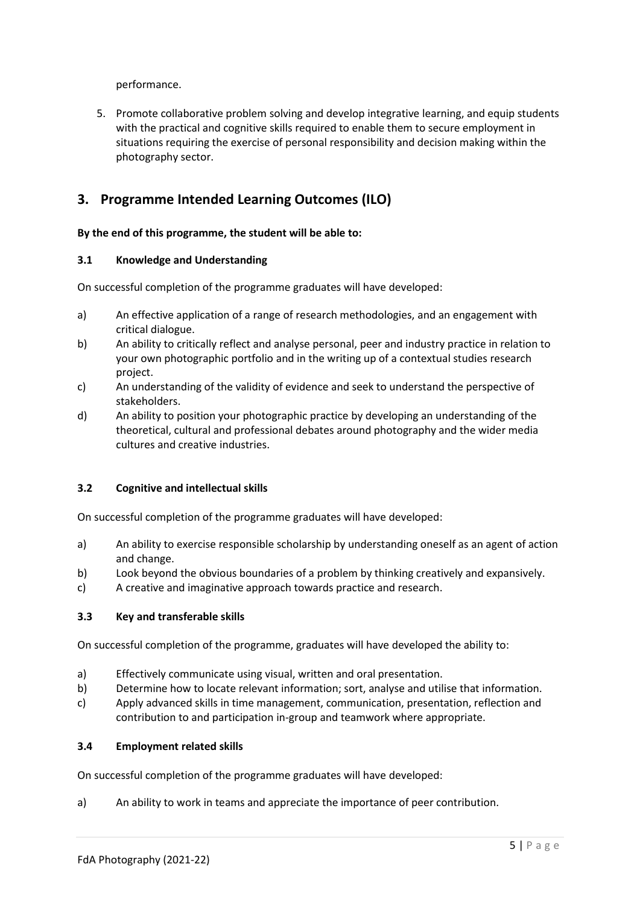performance.

5. Promote collaborative problem solving and develop integrative learning, and equip students with the practical and cognitive skills required to enable them to secure employment in situations requiring the exercise of personal responsibility and decision making within the photography sector.

## 3. Programme Intended Learning Outcomes (ILO)

**By the end of this programme, the student will be able to:**

### 3.1 Knowledge and Understanding

On successful completion of the programme graduates will have developed:

a) An effective application of a range of research methodologies, and an engagement with critical dialogue.

b) An ability to critically reflect and analyse personal, peer and industry practice in relation to your own photographic portfolio and in the writing up of a contextual studies research project.

c) An understanding of the validity of evidence and seek to understand the perspective of stakeholders.

d) An ability to position your photographic practice by developing an understanding of the theoretical, cultural and professional debates around photography and the wider media cultures and creative industries.

### 3.2 Cognitive and intellectual skills

On successful completion of the programme graduates will have developed:

a) An ability to exercise responsible scholarship by understanding oneself as an agent of action and change.

b) Look beyond the obvious boundaries of a problem by thinking creatively and expansively.

c) A creative and imaginative approach towards practice and research.

### 3.3 Key and transferable skills

On successful completion of the programme, graduates will have developed the ability to:

a) Effectively communicate using visual, written and oral presentation.

b) Determine how to locate relevant information; sort, analyse and utilise that information.

c) Apply advanced skills in time management, communication, presentation, reflection and contribution to and participation in-group and teamwork where appropriate.

### 3.4 Employment related skills

On successful completion of the programme graduates will have developed:

a) An ability to work in teams and appreciate the importance of peer contribution.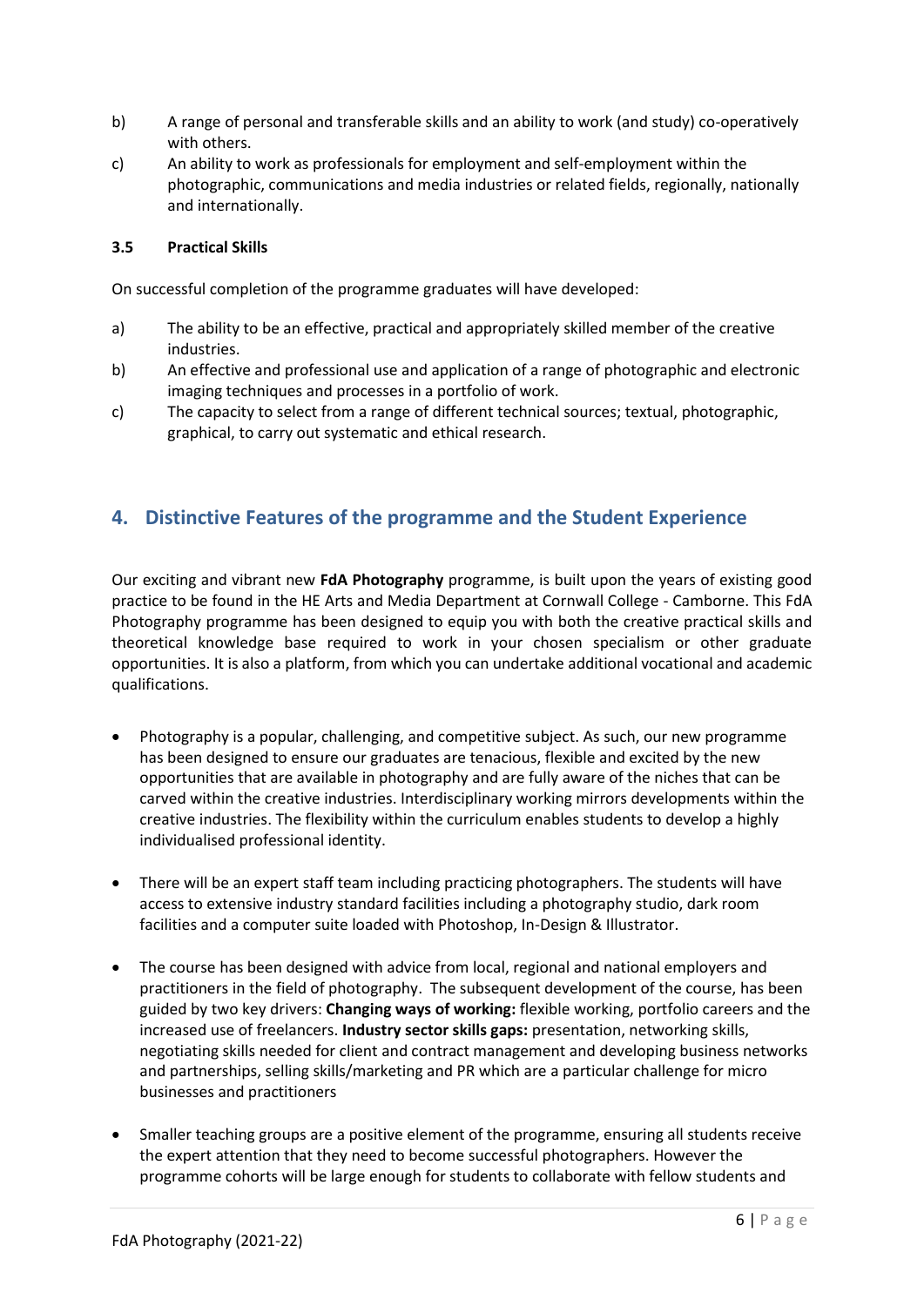b) A range of personal and transferable skills and an ability to work (and study) co-operatively with others.

c) An ability to work as professionals for employment and self-employment within the photographic, communications and media industries or related fields, regionally, nationally and internationally.

### 3.5 Practical Skills

On successful completion of the programme graduates will have developed:

a) The ability to be an effective, practical and appropriately skilled member of the creative industries.

b) An effective and professional use and application of a range of photographic and electronic imaging techniques and processes in a portfolio of work.

c) The capacity to select from a range of different technical sources; textual, photographic, graphical, to carry out systematic and ethical research.

## 4. Distinctive Features of the programme and the Student Experience

Our exciting and vibrant new **FdA Photography** programme, is built upon the years of existing good practice to be found in the HE Arts and Media Department at Cornwall College - Camborne. This FdA Photography programme has been designed to equip you with both the creative practical skills and theoretical knowledge base required to work in your chosen specialism or other graduate opportunities. It is also a platform, from which you can undertake additional vocational and academic qualifications.

- Photography is a popular, challenging, and competitive subject. As such, our new programme has been designed to ensure our graduates are tenacious, flexible and excited by the new opportunities that are available in photography and are fully aware of the niches that can be carved within the creative industries. Interdisciplinary working mirrors developments within the creative industries. The flexibility within the curriculum enables students to develop a highly individualised professional identity.

- There will be an expert staff team including practicing photographers. The students will have access to extensive industry standard facilities including a photography studio, dark room facilities and a computer suite loaded with Photoshop, In-Design & Illustrator.

- The course has been designed with advice from local, regional and national employers and practitioners in the field of photography. The subsequent development of the course, has been guided by two key drivers: **Changing ways of working:** flexible working, portfolio careers and the increased use of freelancers. **Industry sector skills gaps:** presentation, networking skills, negotiating skills needed for client and contract management and developing business networks and partnerships, selling skills/marketing and PR which are a particular challenge for micro businesses and practitioners

- Smaller teaching groups are a positive element of the programme, ensuring all students receive the expert attention that they need to become successful photographers. However the programme cohorts will be large enough for students to collaborate with fellow students and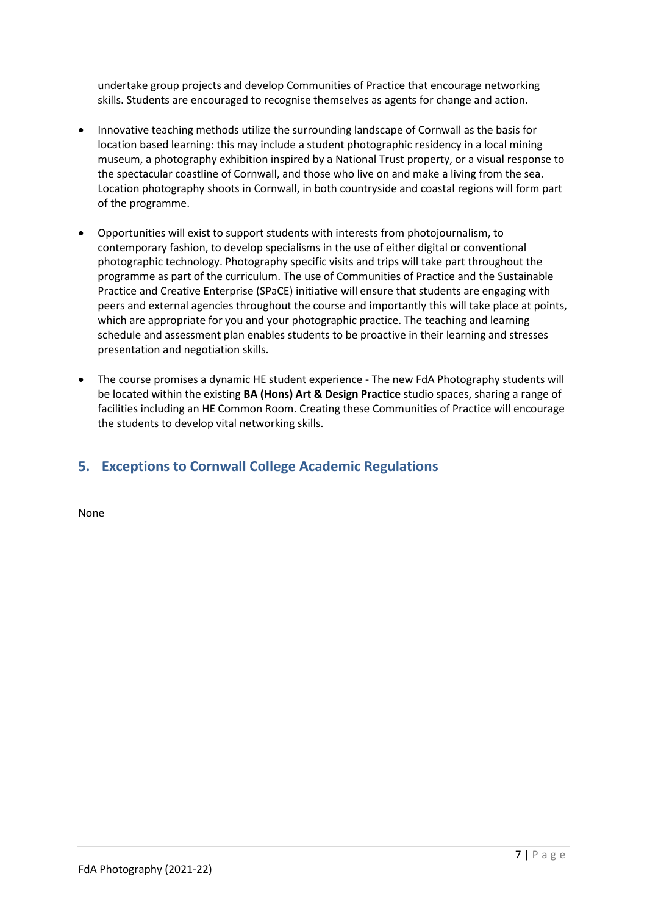undertake group projects and develop Communities of Practice that encourage networking skills. Students are encouraged to recognise themselves as agents for change and action.

- Innovative teaching methods utilize the surrounding landscape of Cornwall as the basis for location based learning: this may include a student photographic residency in a local mining museum, a photography exhibition inspired by a National Trust property, or a visual response to the spectacular coastline of Cornwall, and those who live on and make a living from the sea. Location photography shoots in Cornwall, in both countryside and coastal regions will form part of the programme.

- Opportunities will exist to support students with interests from photojournalism, to contemporary fashion, to develop specialisms in the use of either digital or conventional photographic technology. Photography specific visits and trips will take part throughout the programme as part of the curriculum. The use of Communities of Practice and the Sustainable Practice and Creative Enterprise (SPaCE) initiative will ensure that students are engaging with peers and external agencies throughout the course and importantly this will take place at points, which are appropriate for you and your photographic practice. The teaching and learning schedule and assessment plan enables students to be proactive in their learning and stresses presentation and negotiation skills.

- The course promises a dynamic HE student experience - The new FdA Photography students will be located within the existing **BA (Hons) Art & Design Practice** studio spaces, sharing a range of facilities including an HE Common Room. Creating these Communities of Practice will encourage the students to develop vital networking skills.

## 5. Exceptions to Cornwall College Academic Regulations

None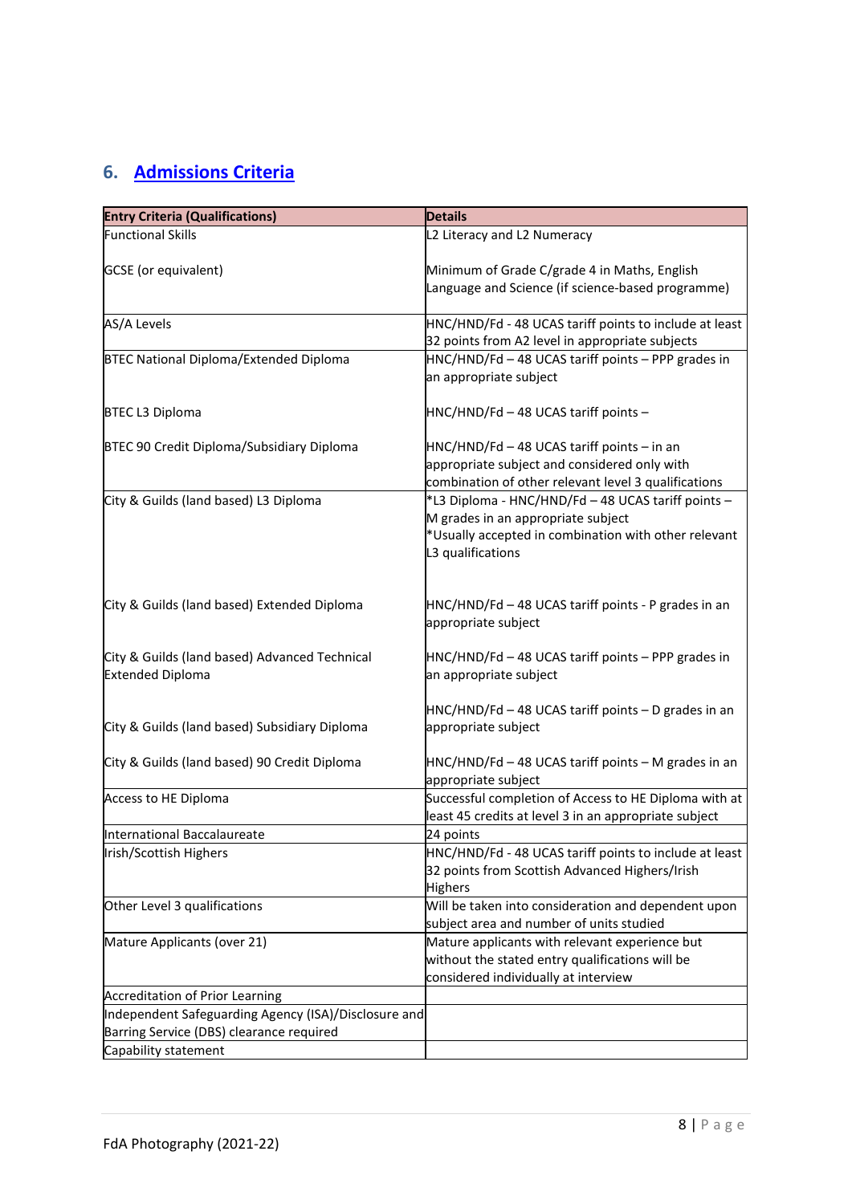## 6. Admissions Criteria

| Entry Criteria (Qualifications) | Details |
|---|---|
| Functional Skills<br><br>GCSE (or equivalent) | L2 Literacy and L2 Numeracy<br><br>Minimum of Grade C/grade 4 in Maths, English Language and Science (if science-based programme) |
| AS/A Levels | HNC/HND/Fd - 48 UCAS tariff points to include at least 32 points from A2 level in appropriate subjects |
| BTEC National Diploma/Extended Diploma<br><br>BTEC L3 Diploma<br><br>BTEC 90 Credit Diploma/Subsidiary Diploma | HNC/HND/Fd – 48 UCAS tariff points – PPP grades in an appropriate subject<br><br>HNC/HND/Fd – 48 UCAS tariff points –<br><br>HNC/HND/Fd – 48 UCAS tariff points – in an appropriate subject and considered only with combination of other relevant level 3 qualifications |
| City & Guilds (land based) L3 Diploma<br><br>City & Guilds (land based) Extended Diploma<br><br>City & Guilds (land based) Advanced Technical Extended Diploma<br><br>City & Guilds (land based) Subsidiary Diploma<br><br>City & Guilds (land based) 90 Credit Diploma | *L3 Diploma - HNC/HND/Fd – 48 UCAS tariff points – M grades in an appropriate subject<br>*Usually accepted in combination with other relevant L3 qualifications<br><br>HNC/HND/Fd – 48 UCAS tariff points - P grades in an appropriate subject<br><br>HNC/HND/Fd – 48 UCAS tariff points – PPP grades in an appropriate subject<br><br>HNC/HND/Fd – 48 UCAS tariff points – D grades in an appropriate subject<br><br>HNC/HND/Fd – 48 UCAS tariff points – M grades in an appropriate subject |
| Access to HE Diploma | Successful completion of Access to HE Diploma with at least 45 credits at level 3 in an appropriate subject |
| International Baccalaureate | 24 points |
| Irish/Scottish Highers | HNC/HND/Fd - 48 UCAS tariff points to include at least 32 points from Scottish Advanced Highers/Irish Highers |
| Other Level 3 qualifications | Will be taken into consideration and dependent upon subject area and number of units studied |
| Mature Applicants (over 21) | Mature applicants with relevant experience but without the stated entry qualifications will be considered individually at interview |
| Accreditation of Prior Learning | |
| Independent Safeguarding Agency (ISA)/Disclosure and Barring Service (DBS) clearance required | |
| Capability statement | |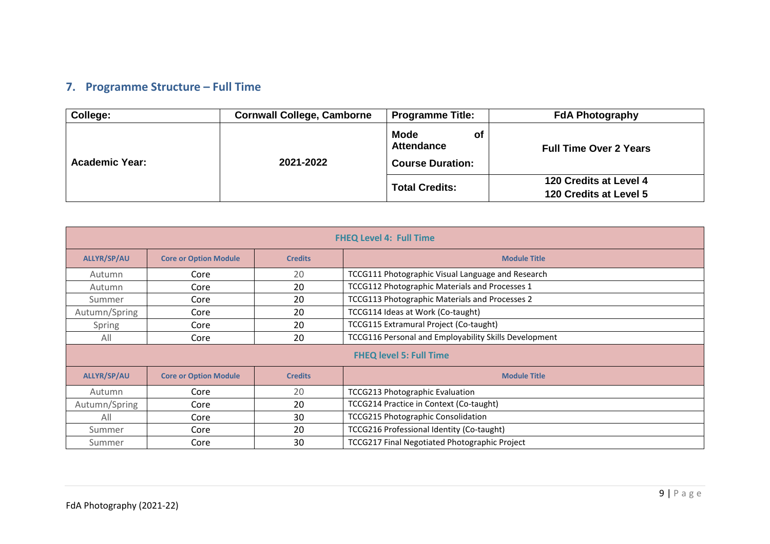## 7. Programme Structure – Full Time

| College: | Cornwall College, Camborne | Programme Title: | FdA Photography |
|---|---|---|---|
| Academic Year: | 2021-2022 | Mode of Attendance<br>Course Duration: | Full Time Over 2 Years |
| | | Total Credits: | 120 Credits at Level 4<br>120 Credits at Level 5 |

| FHEQ Level 4: Full Time | | | |
|---|---|---|---|
| **ALLYR/SP/AU** | **Core or Option Module** | **Credits** | **Module Title** |
| Autumn | Core | 20 | TCCG111 Photographic Visual Language and Research |
| Autumn | Core | 20 | TCCG112 Photographic Materials and Processes 1 |
| Summer | Core | 20 | TCCG113 Photographic Materials and Processes 2 |
| Autumn/Spring | Core | 20 | TCCG114 Ideas at Work (Co-taught) |
| Spring | Core | 20 | TCCG115 Extramural Project (Co-taught) |
| All | Core | 20 | TCCG116 Personal and Employability Skills Development |
| **FHEQ level 5: Full Time** | | | |
| **ALLYR/SP/AU** | **Core or Option Module** | **Credits** | **Module Title** |
| Autumn | Core | 20 | TCCG213 Photographic Evaluation |
| Autumn/Spring | Core | 20 | TCCG214 Practice in Context (Co-taught) |
| All | Core | 30 | TCCG215 Photographic Consolidation |
| Summer | Core | 20 | TCCG216 Professional Identity (Co-taught) |
| Summer | Core | 30 | TCCG217 Final Negotiated Photographic Project |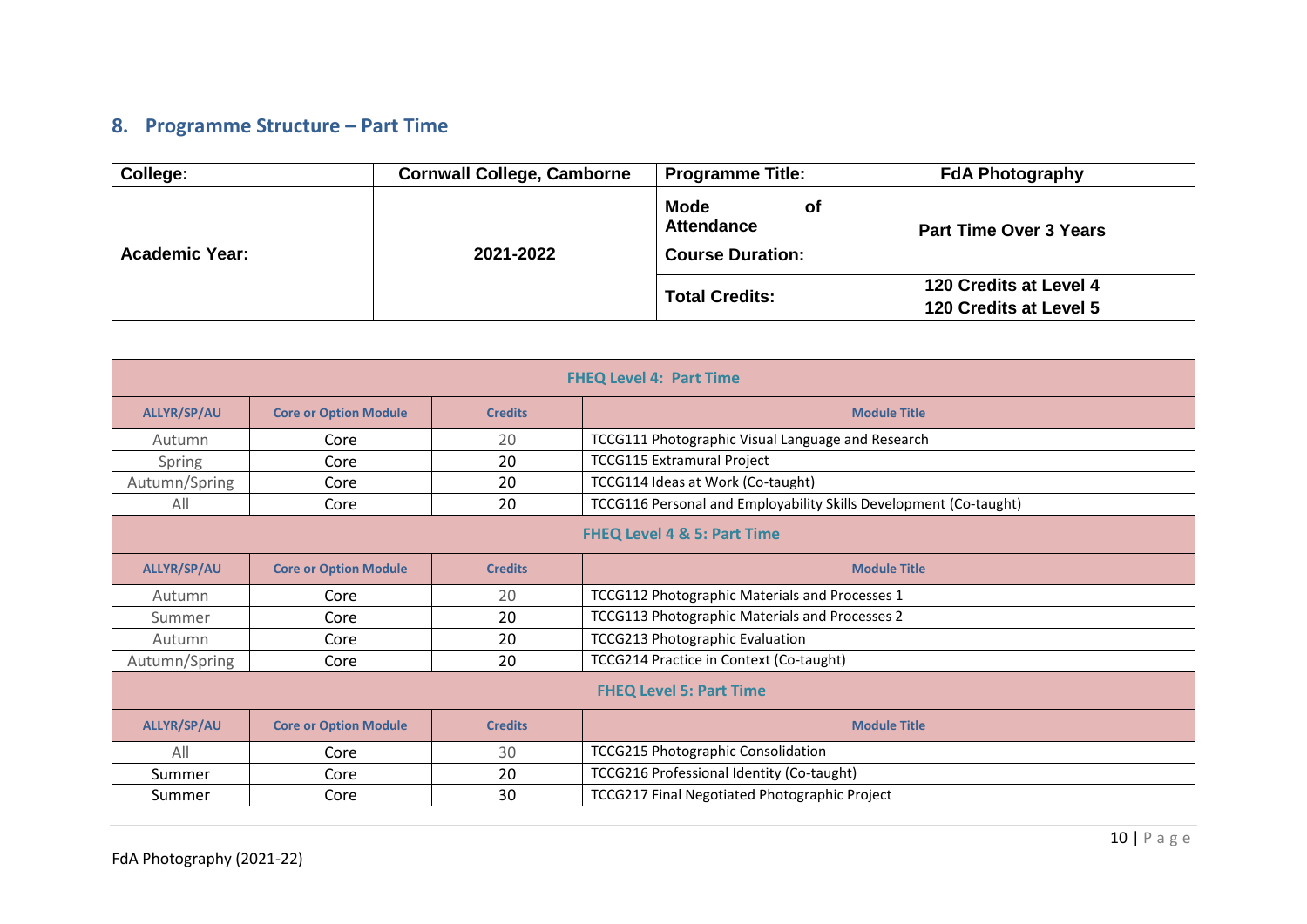## 8. Programme Structure – Part Time

| College: | Cornwall College, Camborne | Programme Title: | FdA Photography |
|---|---|---|---|
| Academic Year: | 2021-2022 | Mode of Attendance<br>Course Duration: | Part Time Over 3 Years |
| | | Total Credits: | 120 Credits at Level 4<br>120 Credits at Level 5 |

| FHEQ Level 4: Part Time | | | |
|---|---|---|---|
| **ALLYR/SP/AU** | **Core or Option Module** | **Credits** | **Module Title** |
| Autumn | Core | 20 | TCCG111 Photographic Visual Language and Research |
| Spring | Core | 20 | TCCG115 Extramural Project |
| Autumn/Spring | Core | 20 | TCCG114 Ideas at Work (Co-taught) |
| All | Core | 20 | TCCG116 Personal and Employability Skills Development (Co-taught) |
| **FHEQ Level 4 & 5: Part Time** | | | |
| **ALLYR/SP/AU** | **Core or Option Module** | **Credits** | **Module Title** |
| Autumn | Core | 20 | TCCG112 Photographic Materials and Processes 1 |
| Summer | Core | 20 | TCCG113 Photographic Materials and Processes 2 |
| Autumn | Core | 20 | TCCG213 Photographic Evaluation |
| Autumn/Spring | Core | 20 | TCCG214 Practice in Context (Co-taught) |
| **FHEQ Level 5: Part Time** | | | |
| **ALLYR/SP/AU** | **Core or Option Module** | **Credits** | **Module Title** |
| All | Core | 30 | TCCG215 Photographic Consolidation |
| Summer | Core | 20 | TCCG216 Professional Identity (Co-taught) |
| Summer | Core | 30 | TCCG217 Final Negotiated Photographic Project |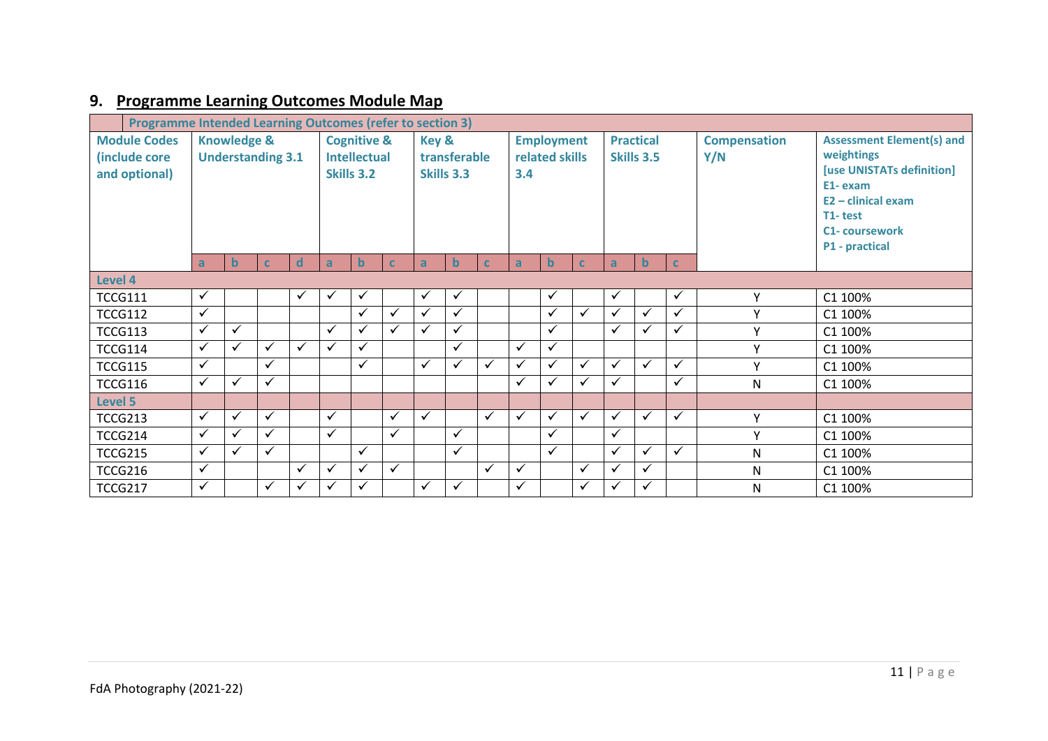## 9. Programme Learning Outcomes Module Map

| Programme Intended Learning Outcomes (refer to section 3) | | | | | | | | | | | | | | | | | | |
|---|---|---|---|---|---|---|---|---|---|---|---|---|---|---|---|---|---|---|
| Module Codes (include core and optional) | Knowledge & Understanding 3.1 | | | | Cognitive & Intellectual Skills 3.2 | | | Key & transferable Skills 3.3 | | | Employment related skills 3.4 | | | Practical Skills 3.5 | | | Compensation Y/N | Assessment Element(s) and weightings [use UNISTATs definition] E1- exam E2 – clinical exam T1- test C1- coursework P1 - practical |
| | a | b | c | d | a | b | c | a | b | c | a | b | c | a | b | c | | |
| **Level 4** | | | | | | | | | | | | | | | | | | |
| TCCG111 | ✓ | | | ✓ | ✓ | ✓ | | ✓ | ✓ | | | ✓ | | ✓ | | ✓ | Y | C1 100% |
| TCCG112 | ✓ | | | | | ✓ | ✓ | ✓ | ✓ | | | ✓ | ✓ | ✓ | ✓ | ✓ | Y | C1 100% |
| TCCG113 | ✓ | ✓ | | | ✓ | ✓ | ✓ | ✓ | ✓ | | | ✓ | | ✓ | ✓ | ✓ | Y | C1 100% |
| TCCG114 | ✓ | ✓ | ✓ | ✓ | ✓ | ✓ | | | ✓ | | ✓ | ✓ | | | | | Y | C1 100% |
| TCCG115 | ✓ | | ✓ | | | ✓ | | ✓ | ✓ | ✓ | ✓ | ✓ | ✓ | ✓ | ✓ | ✓ | Y | C1 100% |
| TCCG116 | ✓ | ✓ | ✓ | | | | | | | | ✓ | ✓ | ✓ | ✓ | | ✓ | N | C1 100% |
| **Level 5** | | | | | | | | | | | | | | | | | | |
| TCCG213 | ✓ | ✓ | ✓ | | ✓ | | ✓ | ✓ | | ✓ | ✓ | ✓ | ✓ | ✓ | ✓ | ✓ | Y | C1 100% |
| TCCG214 | ✓ | ✓ | ✓ | | ✓ | | ✓ | | ✓ | | | ✓ | | ✓ | | | Y | C1 100% |
| TCCG215 | ✓ | ✓ | ✓ | | | ✓ | | | ✓ | | | ✓ | | ✓ | ✓ | ✓ | N | C1 100% |
| TCCG216 | ✓ | | | ✓ | ✓ | ✓ | ✓ | | | ✓ | ✓ | | ✓ | ✓ | ✓ | | N | C1 100% |
| TCCG217 | ✓ | | ✓ | ✓ | ✓ | ✓ | | ✓ | ✓ | | ✓ | | ✓ | ✓ | ✓ | | N | C1 100% |

FdA Photography (2021-22)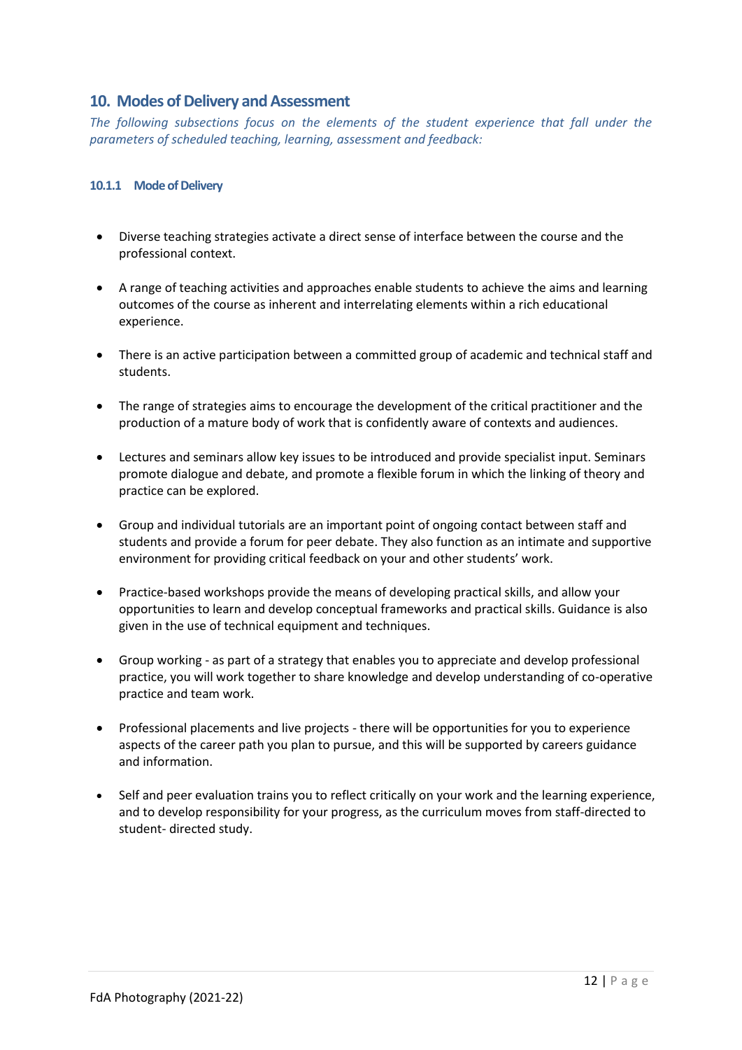## 10. Modes of Delivery and Assessment

*The following subsections focus on the elements of the student experience that fall under the parameters of scheduled teaching, learning, assessment and feedback:*

#### 10.1.1 Mode of Delivery

- Diverse teaching strategies activate a direct sense of interface between the course and the professional context.
- A range of teaching activities and approaches enable students to achieve the aims and learning outcomes of the course as inherent and interrelating elements within a rich educational experience.
- There is an active participation between a committed group of academic and technical staff and students.
- The range of strategies aims to encourage the development of the critical practitioner and the production of a mature body of work that is confidently aware of contexts and audiences.
- Lectures and seminars allow key issues to be introduced and provide specialist input. Seminars promote dialogue and debate, and promote a flexible forum in which the linking of theory and practice can be explored.
- Group and individual tutorials are an important point of ongoing contact between staff and students and provide a forum for peer debate. They also function as an intimate and supportive environment for providing critical feedback on your and other students' work.
- Practice-based workshops provide the means of developing practical skills, and allow your opportunities to learn and develop conceptual frameworks and practical skills. Guidance is also given in the use of technical equipment and techniques.
- Group working - as part of a strategy that enables you to appreciate and develop professional practice, you will work together to share knowledge and develop understanding of co-operative practice and team work.
- Professional placements and live projects - there will be opportunities for you to experience aspects of the career path you plan to pursue, and this will be supported by careers guidance and information.
- Self and peer evaluation trains you to reflect critically on your work and the learning experience, and to develop responsibility for your progress, as the curriculum moves from staff-directed to student- directed study.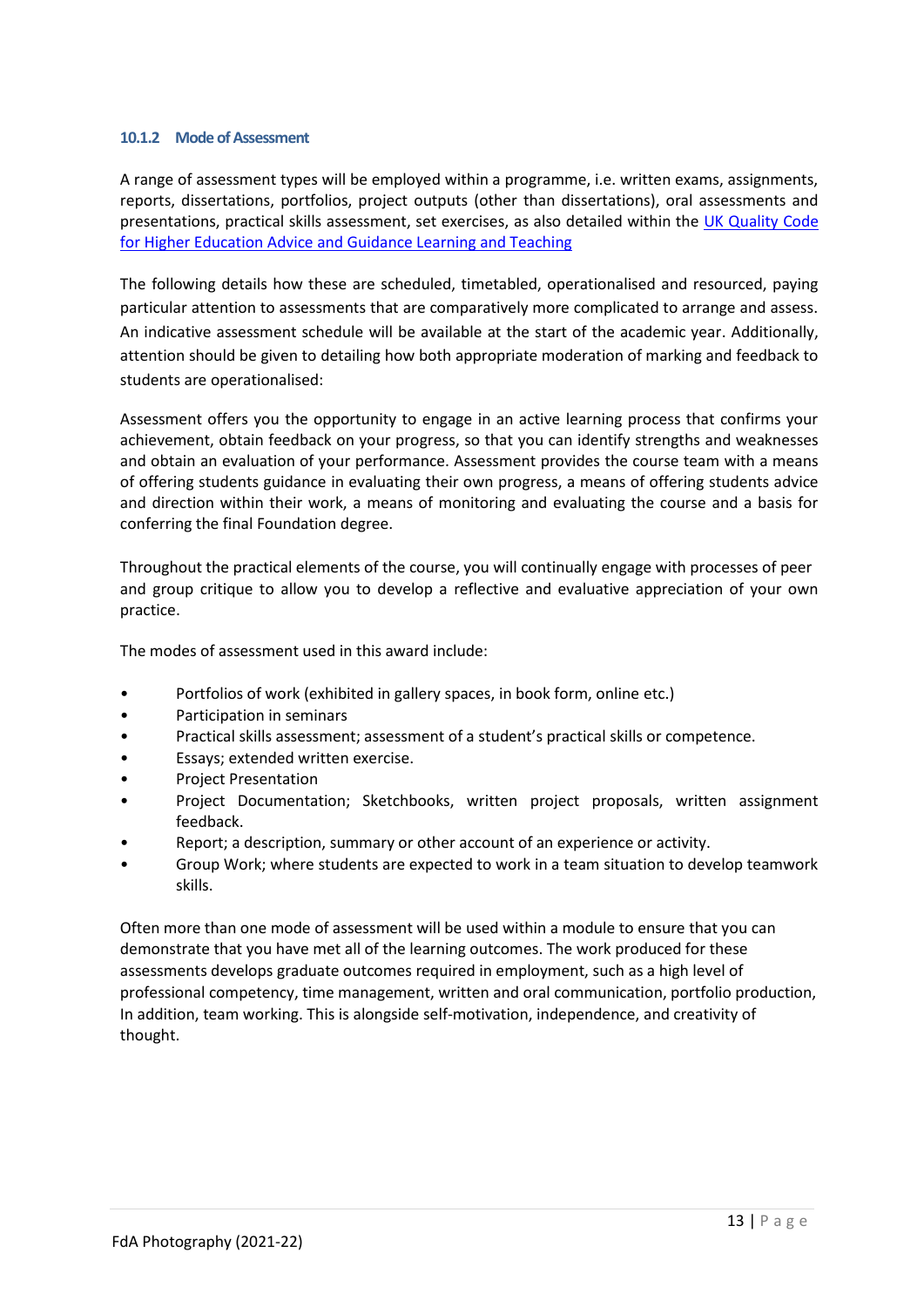#### 10.1.2 Mode of Assessment

A range of assessment types will be employed within a programme, i.e. written exams, assignments, reports, dissertations, portfolios, project outputs (other than dissertations), oral assessments and presentations, practical skills assessment, set exercises, as also detailed within the [UK Quality Code for Higher Education Advice and Guidance Learning and Teaching](#)

The following details how these are scheduled, timetabled, operationalised and resourced, paying particular attention to assessments that are comparatively more complicated to arrange and assess. An indicative assessment schedule will be available at the start of the academic year. Additionally, attention should be given to detailing how both appropriate moderation of marking and feedback to students are operationalised:

Assessment offers you the opportunity to engage in an active learning process that confirms your achievement, obtain feedback on your progress, so that you can identify strengths and weaknesses and obtain an evaluation of your performance. Assessment provides the course team with a means of offering students guidance in evaluating their own progress, a means of offering students advice and direction within their work, a means of monitoring and evaluating the course and a basis for conferring the final Foundation degree.

Throughout the practical elements of the course, you will continually engage with processes of peer and group critique to allow you to develop a reflective and evaluative appreciation of your own practice.

The modes of assessment used in this award include:

- Portfolios of work (exhibited in gallery spaces, in book form, online etc.)
- Participation in seminars
- Practical skills assessment; assessment of a student's practical skills or competence.
- Essays; extended written exercise.
- Project Presentation
- Project Documentation; Sketchbooks, written project proposals, written assignment feedback.
- Report; a description, summary or other account of an experience or activity.
- Group Work; where students are expected to work in a team situation to develop teamwork skills.

Often more than one mode of assessment will be used within a module to ensure that you can demonstrate that you have met all of the learning outcomes. The work produced for these assessments develops graduate outcomes required in employment, such as a high level of professional competency, time management, written and oral communication, portfolio production, In addition, team working. This is alongside self-motivation, independence, and creativity of thought.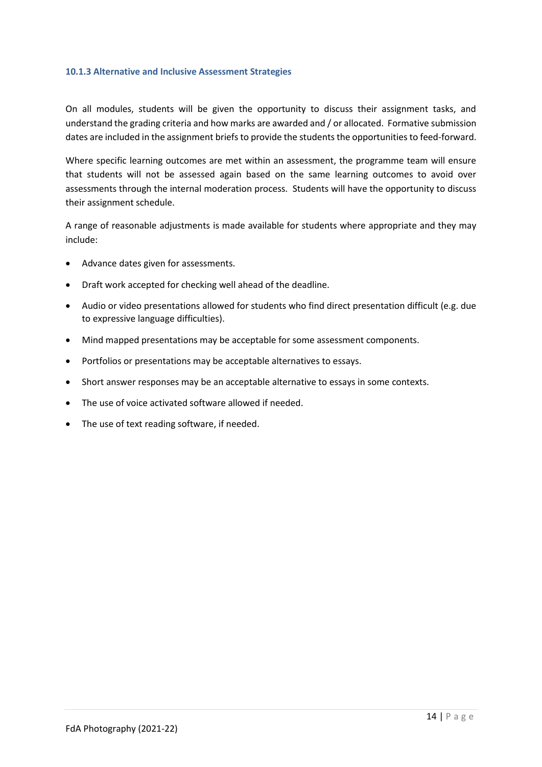#### 10.1.3 Alternative and Inclusive Assessment Strategies

On all modules, students will be given the opportunity to discuss their assignment tasks, and understand the grading criteria and how marks are awarded and / or allocated. Formative submission dates are included in the assignment briefs to provide the students the opportunities to feed-forward.

Where specific learning outcomes are met within an assessment, the programme team will ensure that students will not be assessed again based on the same learning outcomes to avoid over assessments through the internal moderation process. Students will have the opportunity to discuss their assignment schedule.

A range of reasonable adjustments is made available for students where appropriate and they may include:

- Advance dates given for assessments.
- Draft work accepted for checking well ahead of the deadline.
- Audio or video presentations allowed for students who find direct presentation difficult (e.g. due to expressive language difficulties).
- Mind mapped presentations may be acceptable for some assessment components.
- Portfolios or presentations may be acceptable alternatives to essays.
- Short answer responses may be an acceptable alternative to essays in some contexts.
- The use of voice activated software allowed if needed.
- The use of text reading software, if needed.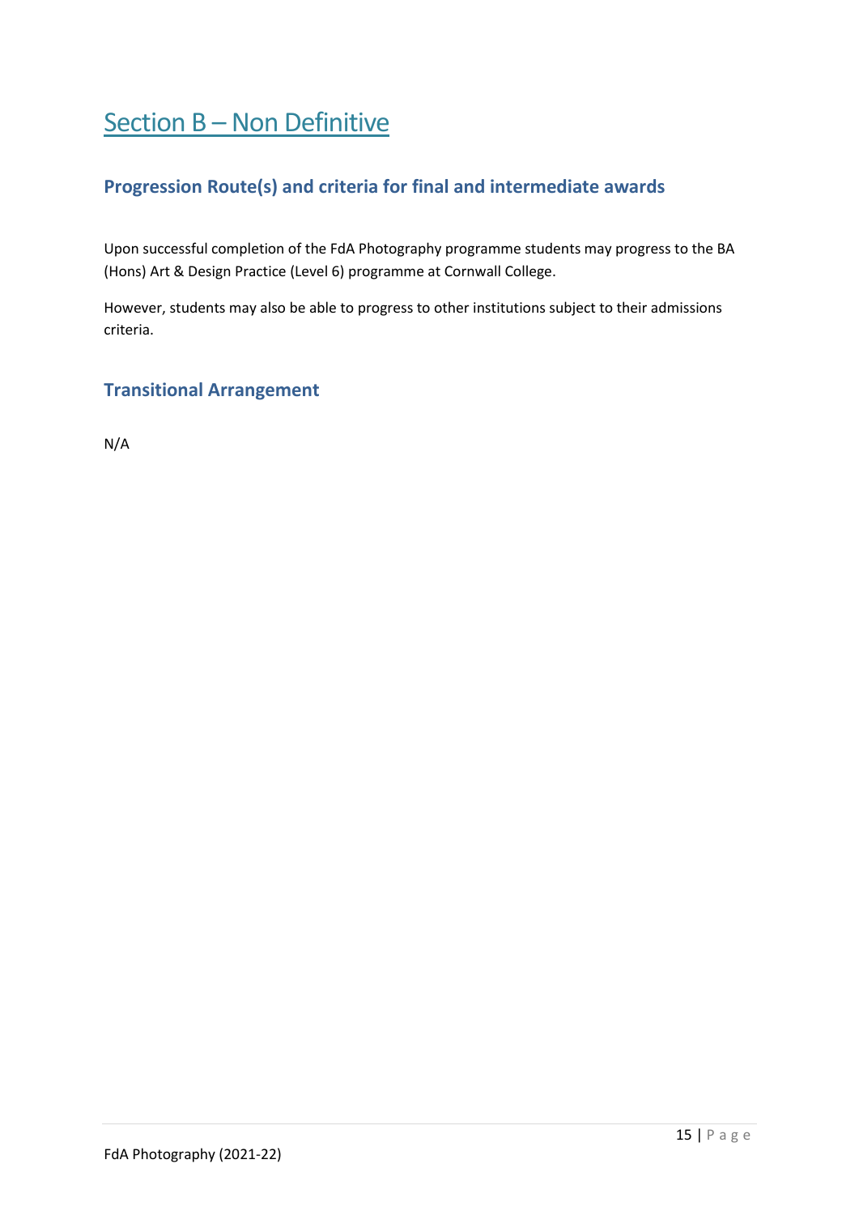# Section B – Non Definitive

## Progression Route(s) and criteria for final and intermediate awards

Upon successful completion of the FdA Photography programme students may progress to the BA (Hons) Art & Design Practice (Level 6) programme at Cornwall College.

However, students may also be able to progress to other institutions subject to their admissions criteria.

## Transitional Arrangement

N/A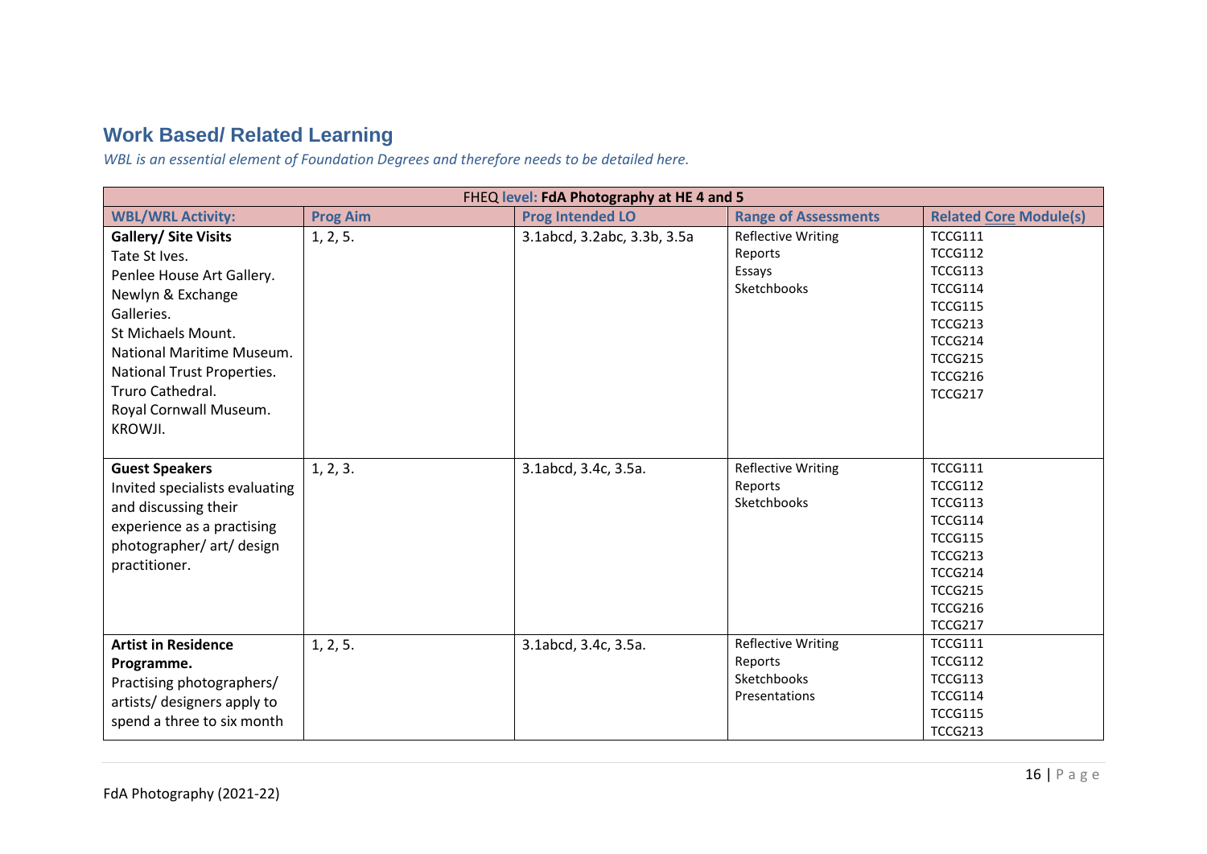## Work Based/ Related Learning

*WBL is an essential element of Foundation Degrees and therefore needs to be detailed here.*

| FHEQ level: **FdA Photography at HE 4 and 5** | | | | |
|---|---|---|---|---|
| **WBL/WRL Activity:** | **Prog Aim** | **Prog Intended LO** | **Range of Assessments** | **Related Core Module(s)** |
| **Gallery/ Site Visits**<br>Tate St Ives.<br>Penlee House Art Gallery.<br>Newlyn & Exchange Galleries.<br>St Michaels Mount.<br>National Maritime Museum.<br>National Trust Properties.<br>Truro Cathedral.<br>Royal Cornwall Museum.<br>KROWJI. | 1, 2, 5. | 3.1abcd, 3.2abc, 3.3b, 3.5a | Reflective Writing<br>Reports<br>Essays<br>Sketchbooks | TCCG111<br>TCCG112<br>TCCG113<br>TCCG114<br>TCCG115<br>TCCG213<br>TCCG214<br>TCCG215<br>TCCG216<br>TCCG217 |
| **Guest Speakers**<br>Invited specialists evaluating and discussing their experience as a practising photographer/ art/ design practitioner. | 1, 2, 3. | 3.1abcd, 3.4c, 3.5a. | Reflective Writing<br>Reports<br>Sketchbooks | TCCG111<br>TCCG112<br>TCCG113<br>TCCG114<br>TCCG115<br>TCCG213<br>TCCG214<br>TCCG215<br>TCCG216<br>TCCG217 |
| **Artist in Residence Programme.**<br>Practising photographers/ artists/ designers apply to spend a three to six month | 1, 2, 5. | 3.1abcd, 3.4c, 3.5a. | Reflective Writing<br>Reports<br>Sketchbooks<br>Presentations | TCCG111<br>TCCG112<br>TCCG113<br>TCCG114<br>TCCG115<br>TCCG213 |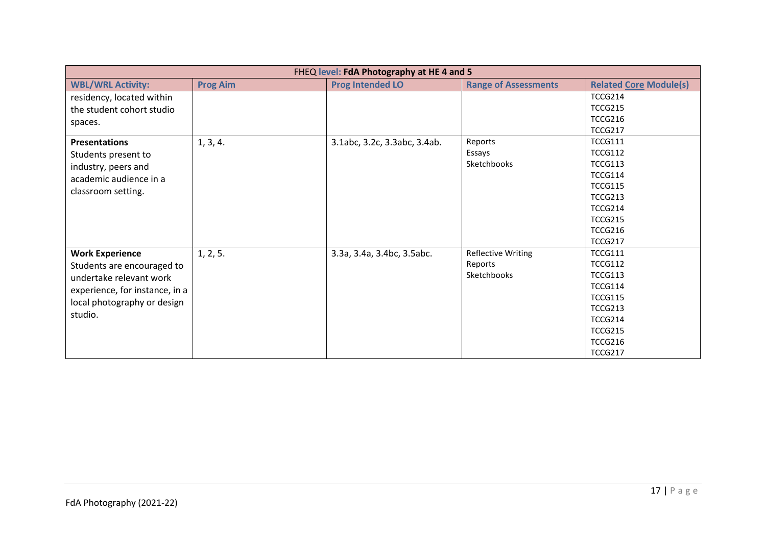| FHEQ level: **FdA Photography at HE 4 and 5** | | | | |
|---|---|---|---|---|
| **WBL/WRL Activity:** | **Prog Aim** | **Prog Intended LO** | **Range of Assessments** | **Related Core Module(s)** |
| residency, located within the student cohort studio spaces. | | | | TCCG214<br>TCCG215<br>TCCG216<br>TCCG217 |
| **Presentations**<br>Students present to industry, peers and academic audience in a classroom setting. | 1, 3, 4. | 3.1abc, 3.2c, 3.3abc, 3.4ab. | Reports<br>Essays<br>Sketchbooks | TCCG111<br>TCCG112<br>TCCG113<br>TCCG114<br>TCCG115<br>TCCG213<br>TCCG214<br>TCCG215<br>TCCG216<br>TCCG217 |
| **Work Experience**<br>Students are encouraged to undertake relevant work experience, for instance, in a local photography or design studio. | 1, 2, 5. | 3.3a, 3.4a, 3.4bc, 3.5abc. | Reflective Writing<br>Reports<br>Sketchbooks | TCCG111<br>TCCG112<br>TCCG113<br>TCCG114<br>TCCG115<br>TCCG213<br>TCCG214<br>TCCG215<br>TCCG216<br>TCCG217 |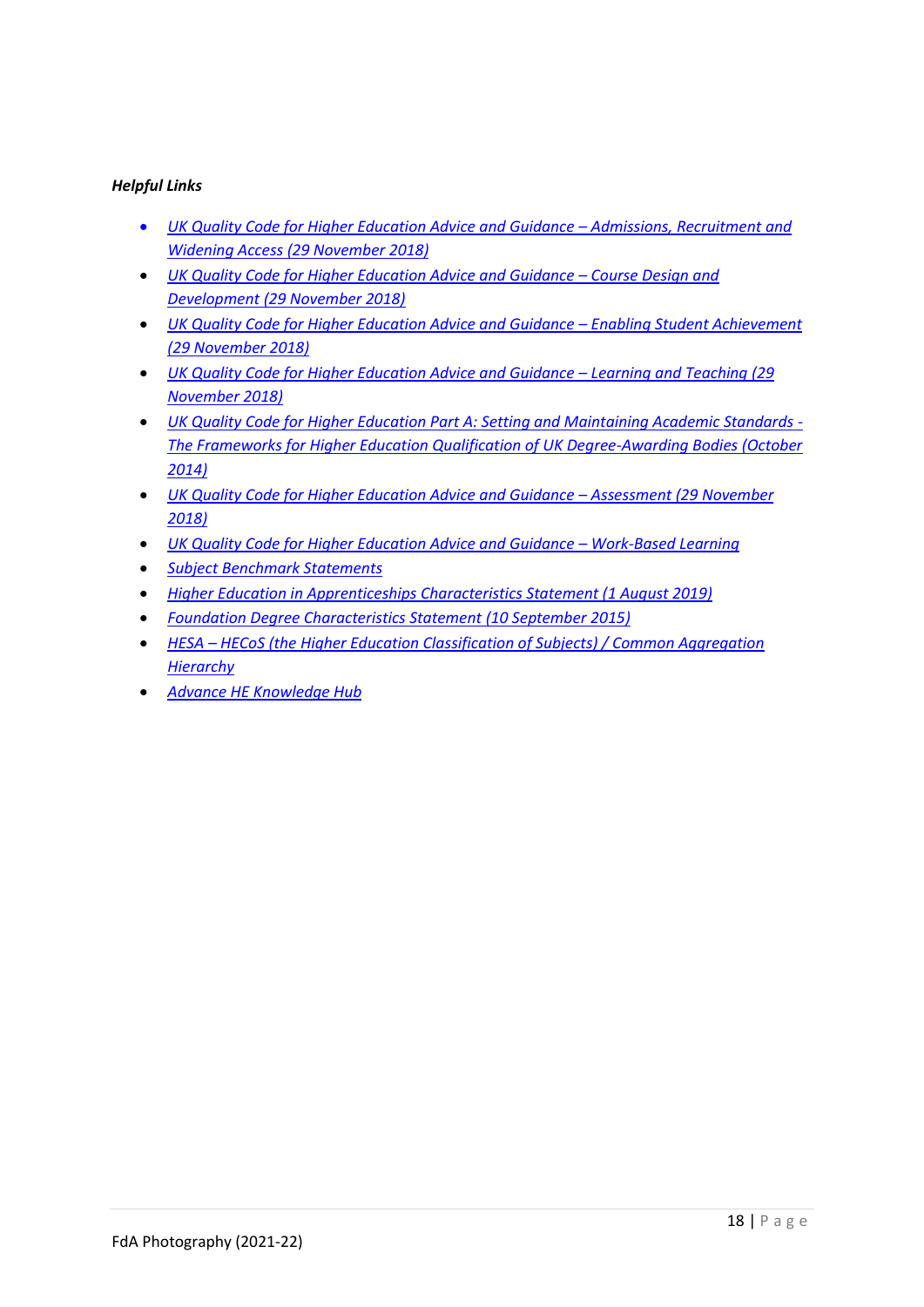***Helpful Links***

- *UK Quality Code for Higher Education Advice and Guidance – Admissions, Recruitment and Widening Access (29 November 2018)*
- *UK Quality Code for Higher Education Advice and Guidance – Course Design and Development (29 November 2018)*
- *UK Quality Code for Higher Education Advice and Guidance – Enabling Student Achievement (29 November 2018)*
- *UK Quality Code for Higher Education Advice and Guidance – Learning and Teaching (29 November 2018)*
- *UK Quality Code for Higher Education Part A: Setting and Maintaining Academic Standards - The Frameworks for Higher Education Qualification of UK Degree-Awarding Bodies (October 2014)*
- *UK Quality Code for Higher Education Advice and Guidance – Assessment (29 November 2018)*
- *UK Quality Code for Higher Education Advice and Guidance – Work-Based Learning*
- *Subject Benchmark Statements*
- *Higher Education in Apprenticeships Characteristics Statement (1 August 2019)*
- *Foundation Degree Characteristics Statement (10 September 2015)*
- *HESA – HECoS (the Higher Education Classification of Subjects) / Common Aggregation Hierarchy*
- *Advance HE Knowledge Hub*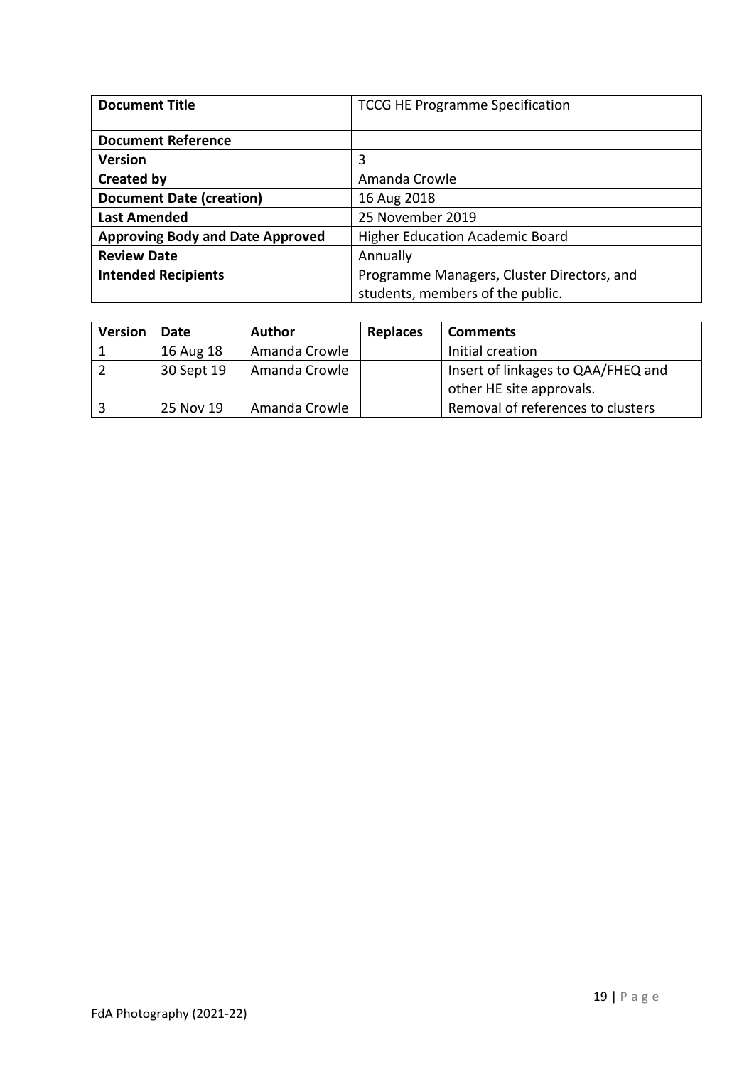| | |
|---|---|
| **Document Title** | TCCG HE Programme Specification |
| **Document Reference** | |
| **Version** | 3 |
| **Created by** | Amanda Crowle |
| **Document Date (creation)** | 16 Aug 2018 |
| **Last Amended** | 25 November 2019 |
| **Approving Body and Date Approved** | Higher Education Academic Board |
| **Review Date** | Annually |
| **Intended Recipients** | Programme Managers, Cluster Directors, and students, members of the public. |

| **Version** | **Date** | **Author** | **Replaces** | **Comments** |
|---|---|---|---|---|
| 1 | 16 Aug 18 | Amanda Crowle | | Initial creation |
| 2 | 30 Sept 19 | Amanda Crowle | | Insert of linkages to QAA/FHEQ and other HE site approvals. |
| 3 | 25 Nov 19 | Amanda Crowle | | Removal of references to clusters |